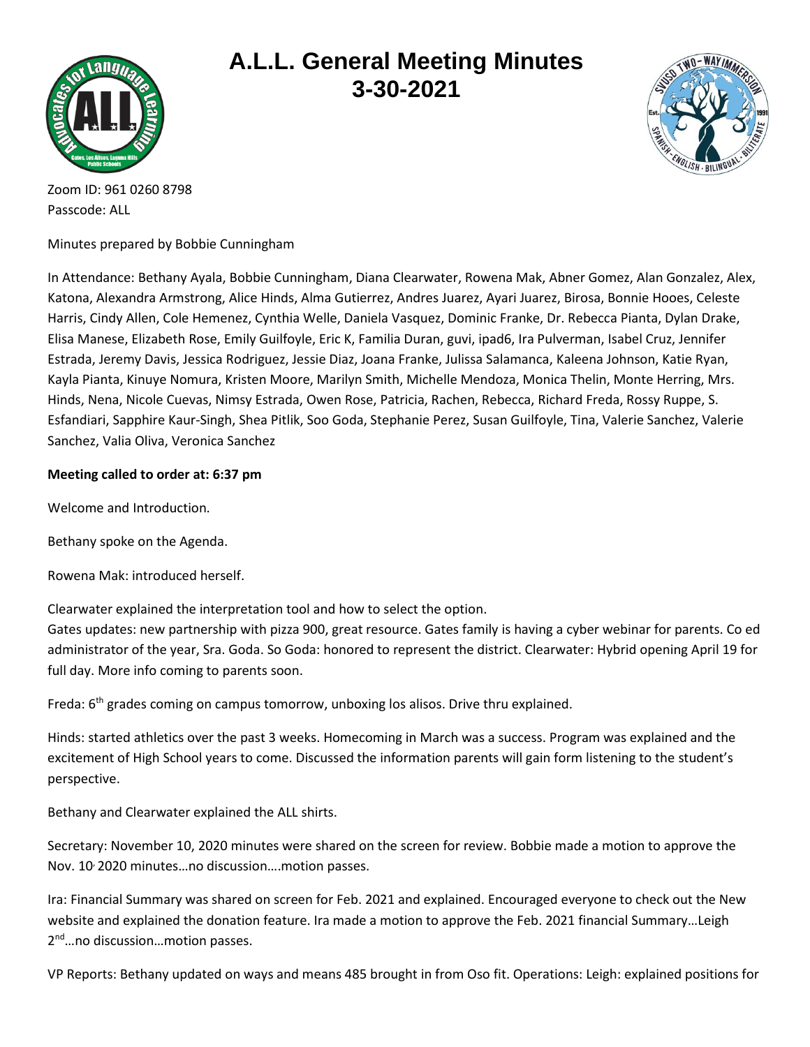# A.L.L. General Meeting Minutes
# 3-30-2021

Zoom ID: 961 0260 8798
Passcode: ALL

Minutes prepared by Bobbie Cunningham

In Attendance: Bethany Ayala, Bobbie Cunningham, Diana Clearwater, Rowena Mak, Abner Gomez, Alan Gonzalez, Alex, Katona, Alexandra Armstrong, Alice Hinds, Alma Gutierrez, Andres Juarez, Ayari Juarez, Birosa, Bonnie Hooes, Celeste Harris, Cindy Allen, Cole Hemenez, Cynthia Welle, Daniela Vasquez, Dominic Franke, Dr. Rebecca Pianta, Dylan Drake, Elisa Manese, Elizabeth Rose, Emily Guilfoyle, Eric K, Familia Duran, guvi, ipad6, Ira Pulverman, Isabel Cruz, Jennifer Estrada, Jeremy Davis, Jessica Rodriguez, Jessie Diaz, Joana Franke, Julissa Salamanca, Kaleena Johnson, Katie Ryan, Kayla Pianta, Kinuye Nomura, Kristen Moore, Marilyn Smith, Michelle Mendoza, Monica Thelin, Monte Herring, Mrs. Hinds, Nena, Nicole Cuevas, Nimsy Estrada, Owen Rose, Patricia, Rachen, Rebecca, Richard Freda, Rossy Ruppe, S. Esfandiari, Sapphire Kaur-Singh, Shea Pitlik, Soo Goda, Stephanie Perez, Susan Guilfoyle, Tina, Valerie Sanchez, Valerie Sanchez, Valia Oliva, Veronica Sanchez

**Meeting called to order at: 6:37 pm**

Welcome and Introduction.

Bethany spoke on the Agenda.

Rowena Mak: introduced herself.

Clearwater explained the interpretation tool and how to select the option.
Gates updates: new partnership with pizza 900, great resource. Gates family is having a cyber webinar for parents. Co ed administrator of the year, Sra. Goda. So Goda: honored to represent the district. Clearwater: Hybrid opening April 19 for full day. More info coming to parents soon.

Freda: 6th grades coming on campus tomorrow, unboxing los alisos. Drive thru explained.

Hinds: started athletics over the past 3 weeks. Homecoming in March was a success. Program was explained and the excitement of High School years to come. Discussed the information parents will gain form listening to the student's perspective.

Bethany and Clearwater explained the ALL shirts.

Secretary: November 10, 2020 minutes were shared on the screen for review. Bobbie made a motion to approve the Nov. 10, 2020 minutes…no discussion….motion passes.

Ira: Financial Summary was shared on screen for Feb. 2021 and explained. Encouraged everyone to check out the New website and explained the donation feature. Ira made a motion to approve the Feb. 2021 financial Summary…Leigh 2nd…no discussion…motion passes.

VP Reports: Bethany updated on ways and means 485 brought in from Oso fit. Operations: Leigh: explained positions for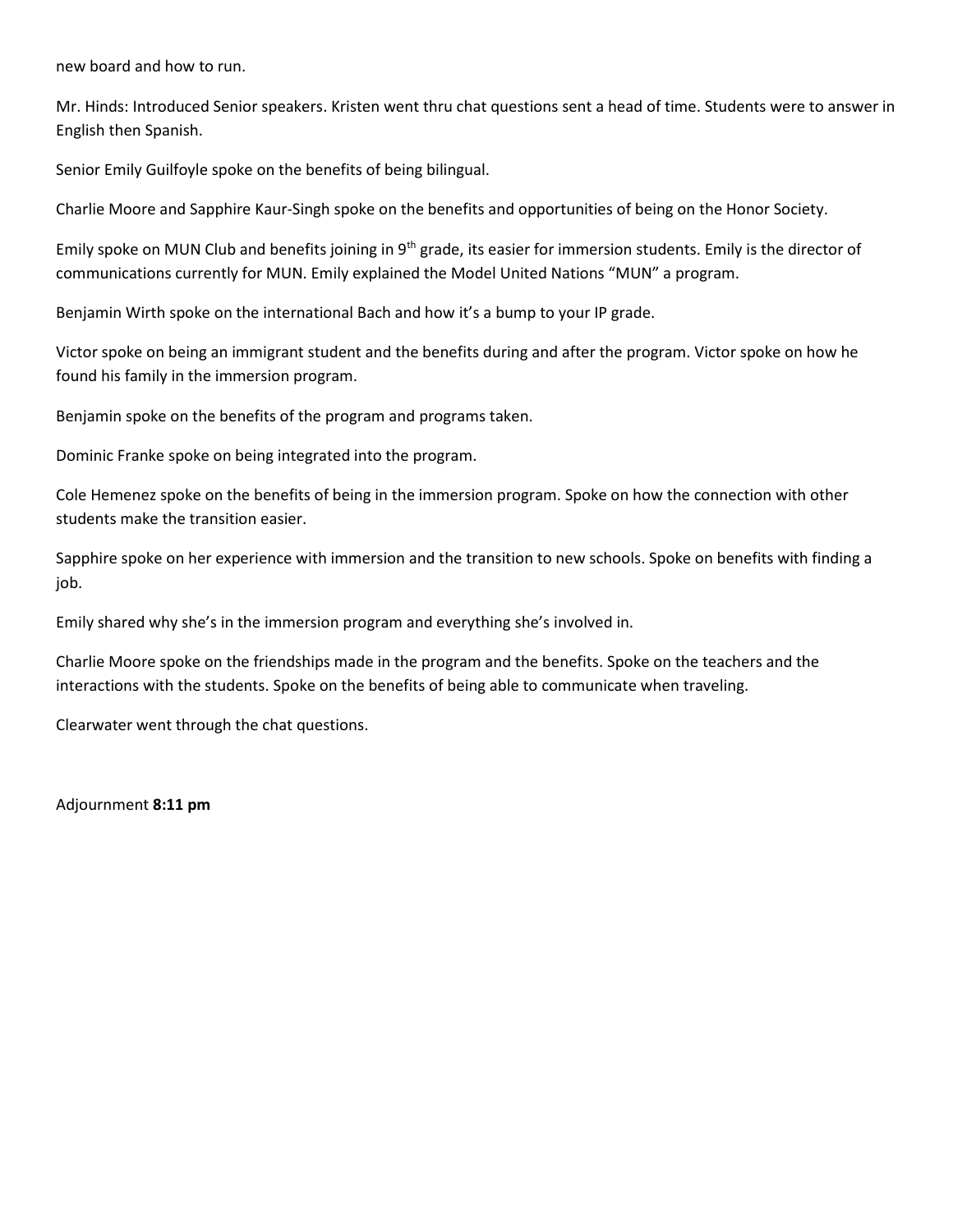new board and how to run.

Mr. Hinds: Introduced Senior speakers. Kristen went thru chat questions sent a head of time. Students were to answer in English then Spanish.

Senior Emily Guilfoyle spoke on the benefits of being bilingual.

Charlie Moore and Sapphire Kaur-Singh spoke on the benefits and opportunities of being on the Honor Society.

Emily spoke on MUN Club and benefits joining in 9th grade, its easier for immersion students. Emily is the director of communications currently for MUN. Emily explained the Model United Nations "MUN" a program.

Benjamin Wirth spoke on the international Bach and how it's a bump to your IP grade.

Victor spoke on being an immigrant student and the benefits during and after the program. Victor spoke on how he found his family in the immersion program.

Benjamin spoke on the benefits of the program and programs taken.

Dominic Franke spoke on being integrated into the program.

Cole Hemenez spoke on the benefits of being in the immersion program. Spoke on how the connection with other students make the transition easier.

Sapphire spoke on her experience with immersion and the transition to new schools. Spoke on benefits with finding a job.

Emily shared why she's in the immersion program and everything she's involved in.

Charlie Moore spoke on the friendships made in the program and the benefits. Spoke on the teachers and the interactions with the students. Spoke on the benefits of being able to communicate when traveling.

Clearwater went through the chat questions.

Adjournment **8:11 pm**